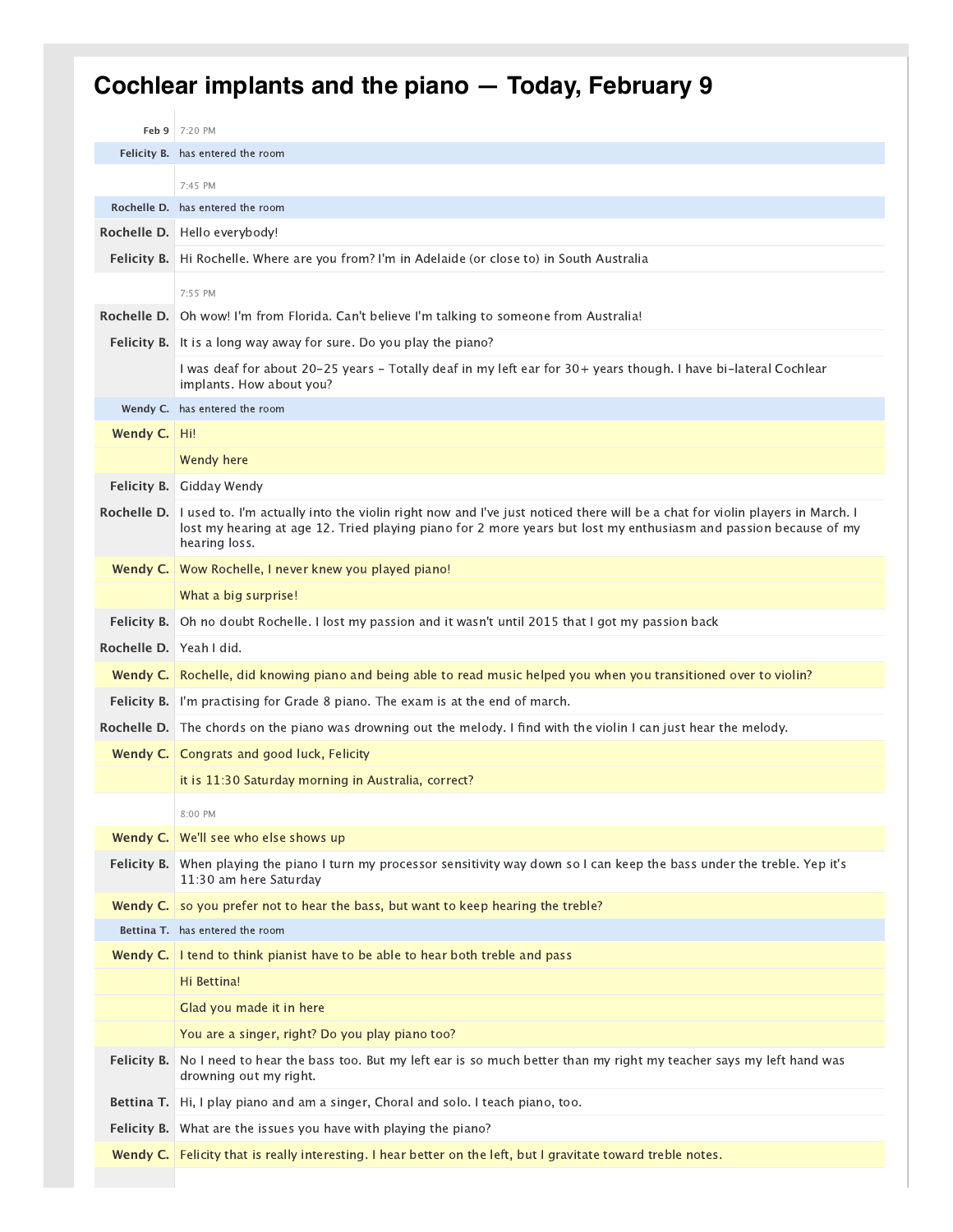# Cochlear implants and the piano — Today, February 9

| | |
|---|---|
| **Feb 9** | 7:20 PM |
| **Felicity B.** | has entered the room |
| | 7:45 PM |
| **Rochelle D.** | has entered the room |
| **Rochelle D.** | Hello everybody! |
| **Felicity B.** | Hi Rochelle. Where are you from? I'm in Adelaide (or close to) in South Australia |
| | 7:55 PM |
| **Rochelle D.** | Oh wow! I'm from Florida. Can't believe I'm talking to someone from Australia! |
| **Felicity B.** | It is a long way away for sure. Do you play the piano? |
| | I was deaf for about 20-25 years - Totally deaf in my left ear for 30+ years though. I have bi-lateral Cochlear implants. How about you? |
| **Wendy C.** | has entered the room |
| **Wendy C.** | Hi! |
| | Wendy here |
| **Felicity B.** | Gidday Wendy |
| **Rochelle D.** | I used to. I'm actually into the violin right now and I've just noticed there will be a chat for violin players in March. I lost my hearing at age 12. Tried playing piano for 2 more years but lost my enthusiasm and passion because of my hearing loss. |
| **Wendy C.** | Wow Rochelle, I never knew you played piano! |
| | What a big surprise! |
| **Felicity B.** | Oh no doubt Rochelle. I lost my passion and it wasn't until 2015 that I got my passion back |
| **Rochelle D.** | Yeah I did. |
| **Wendy C.** | Rochelle, did knowing piano and being able to read music helped you when you transitioned over to violin? |
| **Felicity B.** | I'm practising for Grade 8 piano. The exam is at the end of march. |
| **Rochelle D.** | The chords on the piano was drowning out the melody. I find with the violin I can just hear the melody. |
| **Wendy C.** | Congrats and good luck, Felicity |
| | it is 11:30 Saturday morning in Australia, correct? |
| | 8:00 PM |
| **Wendy C.** | We'll see who else shows up |
| **Felicity B.** | When playing the piano I turn my processor sensitivity way down so I can keep the bass under the treble. Yep it's 11:30 am here Saturday |
| **Wendy C.** | so you prefer not to hear the bass, but want to keep hearing the treble? |
| **Bettina T.** | has entered the room |
| **Wendy C.** | I tend to think pianist have to be able to hear both treble and pass |
| | Hi Bettina! |
| | Glad you made it in here |
| | You are a singer, right? Do you play piano too? |
| **Felicity B.** | No I need to hear the bass too. But my left ear is so much better than my right my teacher says my left hand was drowning out my right. |
| **Bettina T.** | Hi, I play piano and am a singer, Choral and solo. I teach piano, too. |
| **Felicity B.** | What are the issues you have with playing the piano? |
| **Wendy C.** | Felicity that is really interesting. I hear better on the left, but I gravitate toward treble notes. |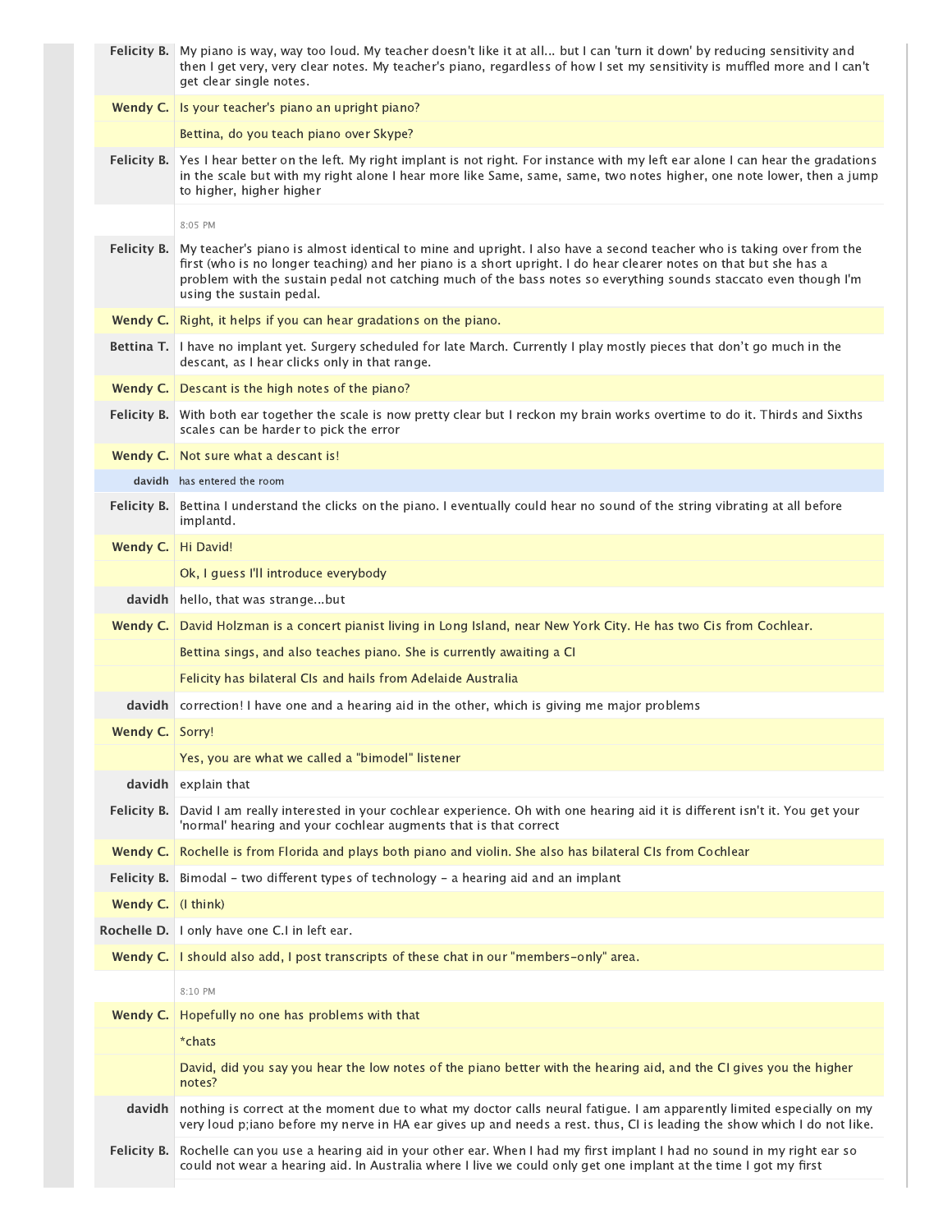**Felicity B.** My piano is way, way too loud. My teacher doesn't like it at all... but I can 'turn it down' by reducing sensitivity and then I get very, very clear notes. My teacher's piano, regardless of how I set my sensitivity is muffled more and I can't get clear single notes.

**Wendy C.** Is your teacher's piano an upright piano?

Bettina, do you teach piano over Skype?

**Felicity B.** Yes I hear better on the left. My right implant is not right. For instance with my left ear alone I can hear the gradations in the scale but with my right alone I hear more like Same, same, same, two notes higher, one note lower, then a jump to higher, higher higher

8:05 PM

**Felicity B.** My teacher's piano is almost identical to mine and upright. I also have a second teacher who is taking over from the first (who is no longer teaching) and her piano is a short upright. I do hear clearer notes on that but she has a problem with the sustain pedal not catching much of the bass notes so everything sounds staccato even though I'm using the sustain pedal.

**Wendy C.** Right, it helps if you can hear gradations on the piano.

**Bettina T.** I have no implant yet. Surgery scheduled for late March. Currently I play mostly pieces that don't go much in the descant, as I hear clicks only in that range.

**Wendy C.** Descant is the high notes of the piano?

**Felicity B.** With both ear together the scale is now pretty clear but I reckon my brain works overtime to do it. Thirds and Sixths scales can be harder to pick the error

**Wendy C.** Not sure what a descant is!

**davidh** has entered the room

**Felicity B.** Bettina I understand the clicks on the piano. I eventually could hear no sound of the string vibrating at all before implantd.

**Wendy C.** Hi David!

Ok, I guess I'll introduce everybody

**davidh** hello, that was strange...but

**Wendy C.** David Holzman is a concert pianist living in Long Island, near New York City. He has two CIs from Cochlear.

Bettina sings, and also teaches piano. She is currently awaiting a CI

Felicity has bilateral CIs and hails from Adelaide Australia

**davidh** correction! I have one and a hearing aid in the other, which is giving me major problems

**Wendy C.** Sorry!

Yes, you are what we called a "bimodel" listener

**davidh** explain that

**Felicity B.** David I am really interested in your cochlear experience. Oh with one hearing aid it is different isn't it. You get your 'normal' hearing and your cochlear augments that is that correct

**Wendy C.** Rochelle is from Florida and plays both piano and violin. She also has bilateral CIs from Cochlear

**Felicity B.** Bimodal - two different types of technology - a hearing aid and an implant

**Wendy C.** (I think)

**Rochelle D.** I only have one C.I in left ear.

**Wendy C.** I should also add, I post transcripts of these chat in our "members-only" area.

8:10 PM

**Wendy C.** Hopefully no one has problems with that

*chats

David, did you say you hear the low notes of the piano better with the hearing aid, and the CI gives you the higher notes?

**davidh** nothing is correct at the moment due to what my doctor calls neural fatigue. I am apparently limited especially on my very loud p;iano before my nerve in HA ear gives up and needs a rest. thus, CI is leading the show which I do not like.

**Felicity B.** Rochelle can you use a hearing aid in your other ear. When I had my first implant I had no sound in my right ear so could not wear a hearing aid. In Australia where I live we could only get one implant at the time I got my first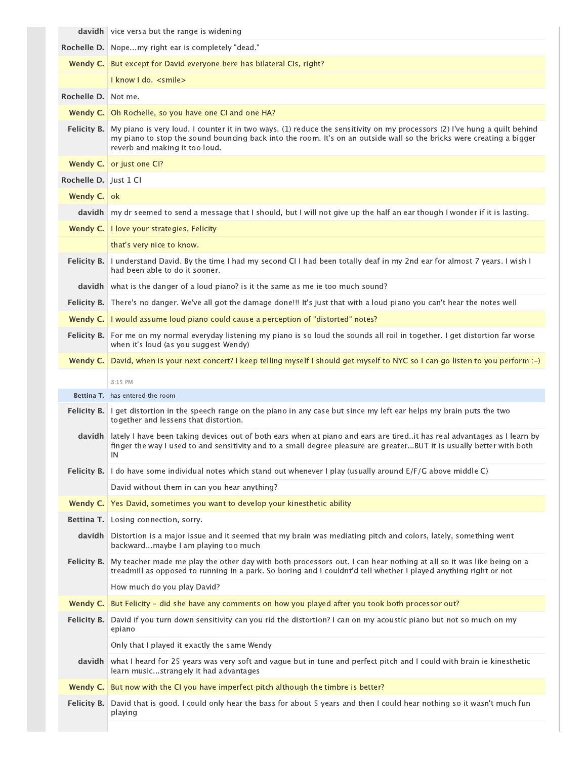**davidh** vice versa but the range is widening

**Rochelle D.** Nope...my right ear is completely "dead."

**Wendy C.** But except for David everyone here has bilateral CIs, right?

I know I do. <smile>

**Rochelle D.** Not me.

**Wendy C.** Oh Rochelle, so you have one CI and one HA?

**Felicity B.** My piano is very loud. I counter it in two ways. (1) reduce the sensitivity on my processors (2) I've hung a quilt behind my piano to stop the sound bouncing back into the room. It's on an outside wall so the bricks were creating a bigger reverb and making it too loud.

**Wendy C.** or just one CI?

**Rochelle D.** Just 1 CI

**Wendy C.** ok

**davidh** my dr seemed to send a message that I should, but I will not give up the half an ear though I wonder if it is lasting.

**Wendy C.** I love your strategies, Felicity

that's very nice to know.

**Felicity B.** I understand David. By the time I had my second CI I had been totally deaf in my 2nd ear for almost 7 years. I wish I had been able to do it sooner.

**davidh** what is the danger of a loud piano? is it the same as me ie too much sound?

**Felicity B.** There's no danger. We've all got the damage done!!! It's just that with a loud piano you can't hear the notes well

**Wendy C.** I would assume loud piano could cause a perception of "distorted" notes?

**Felicity B.** For me on my normal everyday listening my piano is so loud the sounds all roil in together. I get distortion far worse when it's loud (as you suggest Wendy)

**Wendy C.** David, when is your next concert? I keep telling myself I should get myself to NYC so I can go listen to you perform :-)

8:15 PM

**Bettina T.** has entered the room

**Felicity B.** I get distortion in the speech range on the piano in any case but since my left ear helps my brain puts the two together and lessens that distortion.

**davidh** lately I have been taking devices out of both ears when at piano and ears are tired..it has real advantages as I learn by finger the way I used to and sensitivity and to a small degree pleasure are greater...BUT it is usually better with both IN

**Felicity B.** I do have some individual notes which stand out whenever I play (usually around E/F/G above middle C)

David without them in can you hear anything?

**Wendy C.** Yes David, sometimes you want to develop your kinesthetic ability

**Bettina T.** Losing connection, sorry.

**davidh** Distortion is a major issue and it seemed that my brain was mediating pitch and colors, lately, something went backward...maybe I am playing too much

**Felicity B.** My teacher made me play the other day with both processors out. I can hear nothing at all so it was like being on a treadmill as opposed to running in a park. So boring and I couldnt'd tell whether I played anything right or not

How much do you play David?

**Wendy C.** But Felicity - did she have any comments on how you played after you took both processor out?

**Felicity B.** David if you turn down sensitivity can you rid the distortion? I can on my acoustic piano but not so much on my epiano

Only that I played it exactly the same Wendy

**davidh** what I heard for 25 years was very soft and vague but in tune and perfect pitch and I could with brain ie kinesthetic learn music...strangely it had advantages

**Wendy C.** But now with the CI you have imperfect pitch although the timbre is better?

**Felicity B.** David that is good. I could only hear the bass for about 5 years and then I could hear nothing so it wasn't much fun playing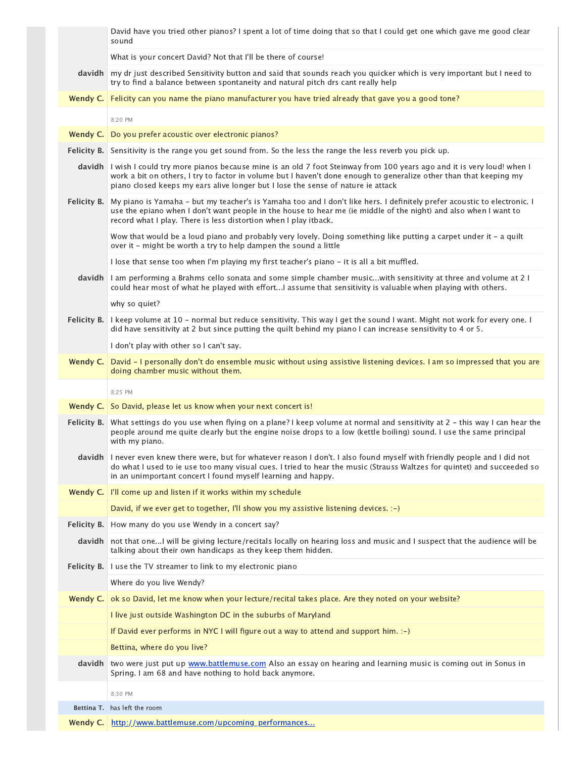David have you tried other pianos? I spent a lot of time doing that so that I could get one which gave me good clear sound

What is your concert David? Not that I'll be there of course!

**davidh** my dr just described Sensitivity button and said that sounds reach you quicker which is very important but I need to try to find a balance between spontaneity and natural pitch drs cant really help

**Wendy C.** Felicity can you name the piano manufacturer you have tried already that gave you a good tone?

8:20 PM

**Wendy C.** Do you prefer acoustic over electronic pianos?

**Felicity B.** Sensitivity is the range you get sound from. So the less the range the less reverb you pick up.

**davidh** I wish I could try more pianos because mine is an old 7 foot Steinway from 100 years ago and it is very loud! when I work a bit on others, I try to factor in volume but I haven't done enough to generalize other than that keeping my piano closed keeps my ears alive longer but I lose the sense of nature ie attack

**Felicity B.** My piano is Yamaha - but my teacher's is Yamaha too and I don't like hers. I definitely prefer acoustic to electronic. I use the epiano when I don't want people in the house to hear me (ie middle of the night) and also when I want to record what I play. There is less distortion when I play itback.

Wow that would be a loud piano and probably very lovely. Doing something like putting a carpet under it - a quilt over it - might be worth a try to help dampen the sound a little

I lose that sense too when I'm playing my first teacher's piano - it is all a bit muffled.

**davidh** I am performing a Brahms cello sonata and some simple chamber music...with sensitivity at three and volume at 2 I could hear most of what he played with effort...I assume that sensitivity is valuable when playing with others.

why so quiet?

**Felicity B.** I keep volume at 10 - normal but reduce sensitivity. This way I get the sound I want. Might not work for every one. I did have sensitivity at 2 but since putting the quilt behind my piano I can increase sensitivity to 4 or 5.

I don't play with other so I can't say.

**Wendy C.** David - I personally don't do ensemble music without using assistive listening devices. I am so impressed that you are doing chamber music without them.

8:25 PM

**Wendy C.** So David, please let us know when your next concert is!

**Felicity B.** What settings do you use when flying on a plane? I keep volume at normal and sensitivity at 2 - this way I can hear the people around me quite clearly but the engine noise drops to a low (kettle boiling) sound. I use the same principal with my piano.

**davidh** I never even knew there were, but for whatever reason I don't. I also found myself with friendly people and I did not do what I used to ie use too many visual cues. I tried to hear the music (Strauss Waltzes for quintet) and succeeded so in an unimportant concert I found myself learning and happy.

**Wendy C.** I'll come up and listen if it works within my schedule

David, if we ever get to together, I'll show you my assistive listening devices. :-)

**Felicity B.** How many do you use Wendy in a concert say?

**davidh** not that one...I will be giving lecture/recitals locally on hearing loss and music and I suspect that the audience will be talking about their own handicaps as they keep them hidden.

**Felicity B.** I use the TV streamer to link to my electronic piano

Where do you live Wendy?

**Wendy C.** ok so David, let me know when your lecture/recital takes place. Are they noted on your website?

I live just outside Washington DC in the suburbs of Maryland

If David ever performs in NYC I will figure out a way to attend and support him. :-)

Bettina, where do you live?

**davidh** two were just put up www.battlemuse.com Also an essay on hearing and learning music is coming out in Sonus in Spring. I am 68 and have nothing to hold back anymore.

8:30 PM

**Bettina T.** has left the room

**Wendy C.** http://www.battlemuse.com/upcoming_performances...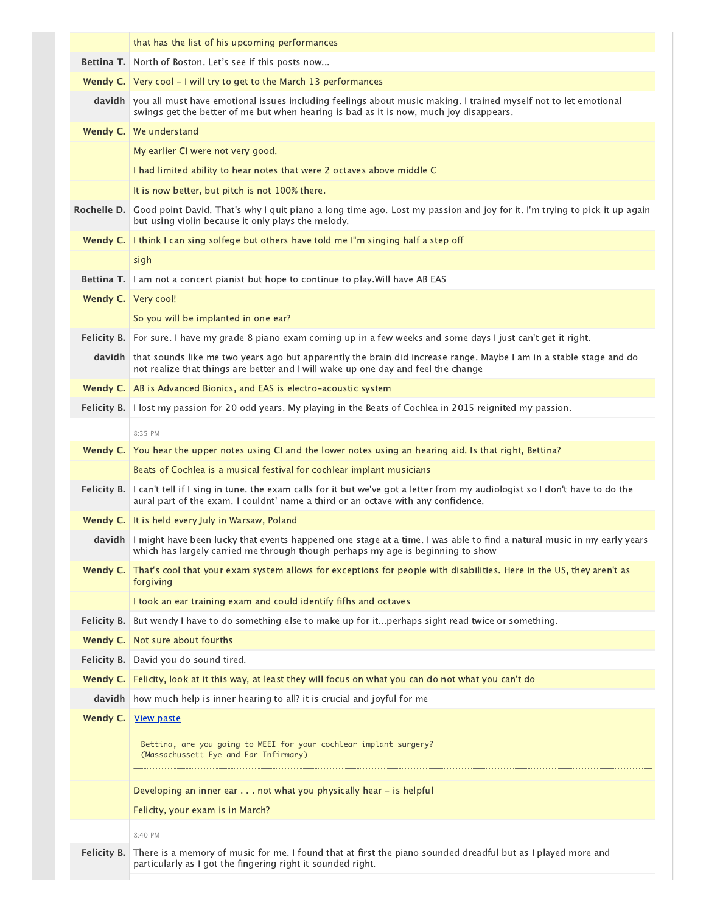| | |
|---|---|
| | that has the list of his upcoming performances |
| **Bettina T.** | North of Boston. Let's see if this posts now... |
| **Wendy C.** | Very cool – I will try to get to the March 13 performances |
| **davidh** | you all must have emotional issues including feelings about music making. I trained myself not to let emotional swings get the better of me but when hearing is bad as it is now, much joy disappears. |
| **Wendy C.** | We understand |
| | My earlier CI were not very good. |
| | I had limited ability to hear notes that were 2 octaves above middle C |
| | It is now better, but pitch is not 100% there. |
| **Rochelle D.** | Good point David. That's why I quit piano a long time ago. Lost my passion and joy for it. I'm trying to pick it up again but using violin because it only plays the melody. |
| **Wendy C.** | I think I can sing solfege but others have told me I"m singing half a step off |
| | sigh |
| **Bettina T.** | I am not a concert pianist but hope to continue to play.Will have AB EAS |
| **Wendy C.** | Very cool! |
| | So you will be implanted in one ear? |
| **Felicity B.** | For sure. I have my grade 8 piano exam coming up in a few weeks and some days I just can't get it right. |
| **davidh** | that sounds like me two years ago but apparently the brain did increase range. Maybe I am in a stable stage and do not realize that things are better and I will wake up one day and feel the change |
| **Wendy C.** | AB is Advanced Bionics, and EAS is electro-acoustic system |
| **Felicity B.** | I lost my passion for 20 odd years. My playing in the Beats of Cochlea in 2015 reignited my passion. |
| | 8:35 PM |
| **Wendy C.** | You hear the upper notes using CI and the lower notes using an hearing aid. Is that right, Bettina? |
| | Beats of Cochlea is a musical festival for cochlear implant musicians |
| **Felicity B.** | I can't tell if I sing in tune. the exam calls for it but we've got a letter from my audiologist so I don't have to do the aural part of the exam. I couldnt' name a third or an octave with any confidence. |
| **Wendy C.** | It is held every July in Warsaw, Poland |
| **davidh** | I might have been lucky that events happened one stage at a time. I was able to find a natural music in my early years which has largely carried me through though perhaps my age is beginning to show |
| **Wendy C.** | That's cool that your exam system allows for exceptions for people with disabilities. Here in the US, they aren't as forgiving |
| | I took an ear training exam and could identify fifhs and octaves |
| **Felicity B.** | But wendy I have to do something else to make up for it...perhaps sight read twice or something. |
| **Wendy C.** | Not sure about fourths |
| **Felicity B.** | David you do sound tired. |
| **Wendy C.** | Felicity, look at it this way, at least they will focus on what you can do not what you can't do |
| **davidh** | how much help is inner hearing to all? it is crucial and joyful for me |
| **Wendy C.** | View paste<br>Bettina, are you going to MEEI for your cochlear implant surgery? (Massachussett Eye and Ear Infirmary) |
| | Developing an inner ear . . . not what you physically hear – is helpful |
| | Felicity, your exam is in March? |
| | 8:40 PM |
| **Felicity B.** | There is a memory of music for me. I found that at first the piano sounded dreadful but as I played more and particularly as I got the fingering right it sounded right. |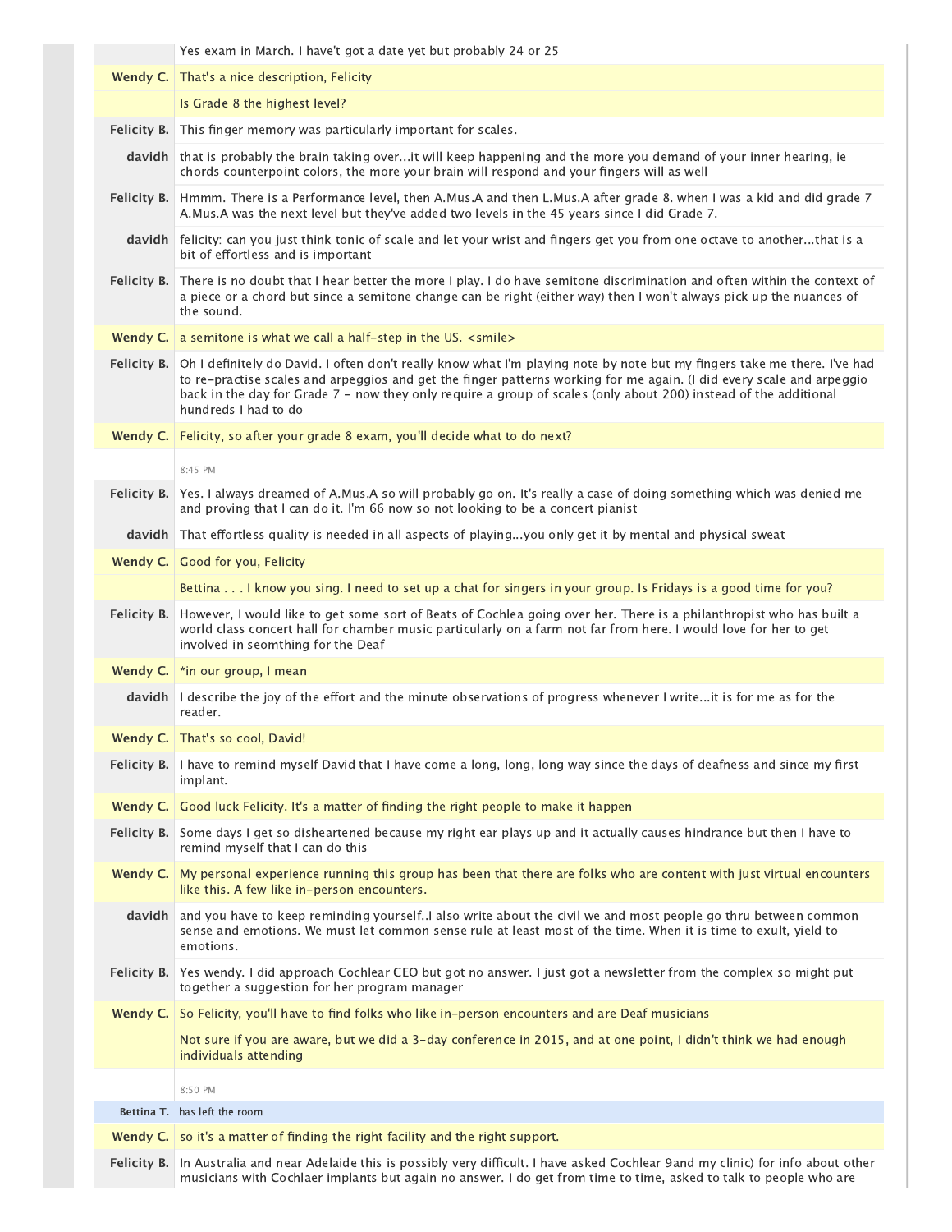| | |
|---|---|
| | Yes exam in March. I have't got a date yet but probably 24 or 25 |
| **Wendy C.** | That's a nice description, Felicity |
| | Is Grade 8 the highest level? |
| **Felicity B.** | This finger memory was particularly important for scales. |
| **davidh** | that is probably the brain taking over...it will keep happening and the more you demand of your inner hearing, ie chords counterpoint colors, the more your brain will respond and your fingers will as well |
| **Felicity B.** | Hmmm. There is a Performance level, then A.Mus.A and then L.Mus.A after grade 8. when I was a kid and did grade 7 A.Mus.A was the next level but they've added two levels in the 45 years since I did Grade 7. |
| **davidh** | felicity: can you just think tonic of scale and let your wrist and fingers get you from one octave to another...that is a bit of effortless and is important |
| **Felicity B.** | There is no doubt that I hear better the more I play. I do have semitone discrimination and often within the context of a piece or a chord but since a semitone change can be right (either way) then I won't always pick up the nuances of the sound. |
| **Wendy C.** | a semitone is what we call a half-step in the US. <smile> |
| **Felicity B.** | Oh I definitely do David. I often don't really know what I'm playing note by note but my fingers take me there. I've had to re-practise scales and arpeggios and get the finger patterns working for me again. (I did every scale and arpeggio back in the day for Grade 7 - now they only require a group of scales (only about 200) instead of the additional hundreds I had to do |
| **Wendy C.** | Felicity, so after your grade 8 exam, you'll decide what to do next? |
| | 8:45 PM |
| **Felicity B.** | Yes. I always dreamed of A.Mus.A so will probably go on. It's really a case of doing something which was denied me and proving that I can do it. I'm 66 now so not looking to be a concert pianist |
| **davidh** | That effortless quality is needed in all aspects of playing...you only get it by mental and physical sweat |
| **Wendy C.** | Good for you, Felicity |
| | Bettina . . . I know you sing. I need to set up a chat for singers in your group. Is Fridays is a good time for you? |
| **Felicity B.** | However, I would like to get some sort of Beats of Cochlea going over her. There is a philanthropist who has built a world class concert hall for chamber music particularly on a farm not far from here. I would love for her to get involved in seomthing for the Deaf |
| **Wendy C.** | *in our group, I mean |
| **davidh** | I describe the joy of the effort and the minute observations of progress whenever I write...it is for me as for the reader. |
| **Wendy C.** | That's so cool, David! |
| **Felicity B.** | I have to remind myself David that I have come a long, long, long way since the days of deafness and since my first implant. |
| **Wendy C.** | Good luck Felicity. It's a matter of finding the right people to make it happen |
| **Felicity B.** | Some days I get so disheartened because my right ear plays up and it actually causes hindrance but then I have to remind myself that I can do this |
| **Wendy C.** | My personal experience running this group has been that there are folks who are content with just virtual encounters like this. A few like in-person encounters. |
| **davidh** | and you have to keep reminding yourself..I also write about the civil we and most people go thru between common sense and emotions. We must let common sense rule at least most of the time. When it is time to exult, yield to emotions. |
| **Felicity B.** | Yes wendy. I did approach Cochlear CEO but got no answer. I just got a newsletter from the complex so might put together a suggestion for her program manager |
| **Wendy C.** | So Felicity, you'll have to find folks who like in-person encounters and are Deaf musicians |
| | Not sure if you are aware, but we did a 3-day conference in 2015, and at one point, I didn't think we had enough individuals attending |
| | 8:50 PM |
| **Bettina T.** | has left the room |
| **Wendy C.** | so it's a matter of finding the right facility and the right support. |
| **Felicity B.** | In Australia and near Adelaide this is possibly very difficult. I have asked Cochlear 9and my clinic) for info about other musicians with Cochlaer implants but again no answer. I do get from time to time, asked to talk to people who are |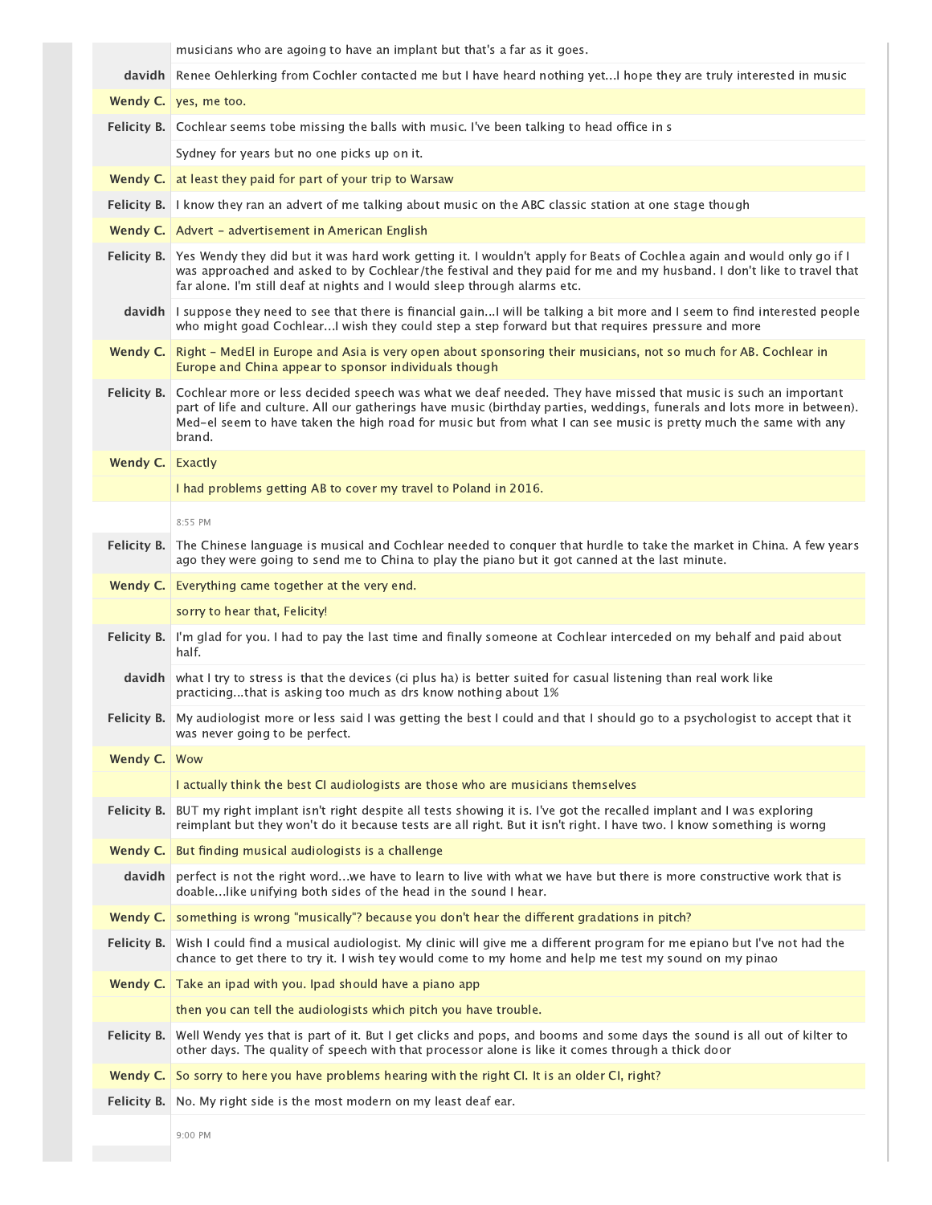musicians who are agoing to have an implant but that's a far as it goes.

**davidh** Renee Oehlerking from Cochler contacted me but I have heard nothing yet...I hope they are truly interested in music

**Wendy C.** yes, me too.

**Felicity B.** Cochlear seems tobe missing the balls with music. I've been talking to head office in s

Sydney for years but no one picks up on it.

**Wendy C.** at least they paid for part of your trip to Warsaw

**Felicity B.** I know they ran an advert of me talking about music on the ABC classic station at one stage though

**Wendy C.** Advert - advertisement in American English

**Felicity B.** Yes Wendy they did but it was hard work getting it. I wouldn't apply for Beats of Cochlea again and would only go if I was approached and asked to by Cochlear/the festival and they paid for me and my husband. I don't like to travel that far alone. I'm still deaf at nights and I would sleep through alarms etc.

**davidh** I suppose they need to see that there is financial gain...I will be talking a bit more and I seem to find interested people who might goad Cochlear...I wish they could step a step forward but that requires pressure and more

**Wendy C.** Right - MedEl in Europe and Asia is very open about sponsoring their musicians, not so much for AB. Cochlear in Europe and China appear to sponsor individuals though

**Felicity B.** Cochlear more or less decided speech was what we deaf needed. They have missed that music is such an important part of life and culture. All our gatherings have music (birthday parties, weddings, funerals and lots more in between). Med-el seem to have taken the high road for music but from what I can see music is pretty much the same with any brand.

**Wendy C.** Exactly

I had problems getting AB to cover my travel to Poland in 2016.

8:55 PM

**Felicity B.** The Chinese language is musical and Cochlear needed to conquer that hurdle to take the market in China. A few years ago they were going to send me to China to play the piano but it got canned at the last minute.

**Wendy C.** Everything came together at the very end.

sorry to hear that, Felicity!

**Felicity B.** I'm glad for you. I had to pay the last time and finally someone at Cochlear interceded on my behalf and paid about half.

**davidh** what I try to stress is that the devices (ci plus ha) is better suited for casual listening than real work like practicing...that is asking too much as drs know nothing about 1%

**Felicity B.** My audiologist more or less said I was getting the best I could and that I should go to a psychologist to accept that it was never going to be perfect.

**Wendy C.** Wow

I actually think the best CI audiologists are those who are musicians themselves

**Felicity B.** BUT my right implant isn't right despite all tests showing it is. I've got the recalled implant and I was exploring reimplant but they won't do it because tests are all right. But it isn't right. I have two. I know something is worng

**Wendy C.** But finding musical audiologists is a challenge

**davidh** perfect is not the right word...we have to learn to live with what we have but there is more constructive work that is doable...like unifying both sides of the head in the sound I hear.

**Wendy C.** something is wrong "musically"? because you don't hear the different gradations in pitch?

**Felicity B.** Wish I could find a musical audiologist. My clinic will give me a different program for me epiano but I've not had the chance to get there to try it. I wish tey would come to my home and help me test my sound on my pinao

**Wendy C.** Take an ipad with you. Ipad should have a piano app

then you can tell the audiologists which pitch you have trouble.

**Felicity B.** Well Wendy yes that is part of it. But I get clicks and pops, and booms and some days the sound is all out of kilter to other days. The quality of speech with that processor alone is like it comes through a thick door

**Wendy C.** So sorry to here you have problems hearing with the right CI. It is an older CI, right?

**Felicity B.** No. My right side is the most modern on my least deaf ear.

9:00 PM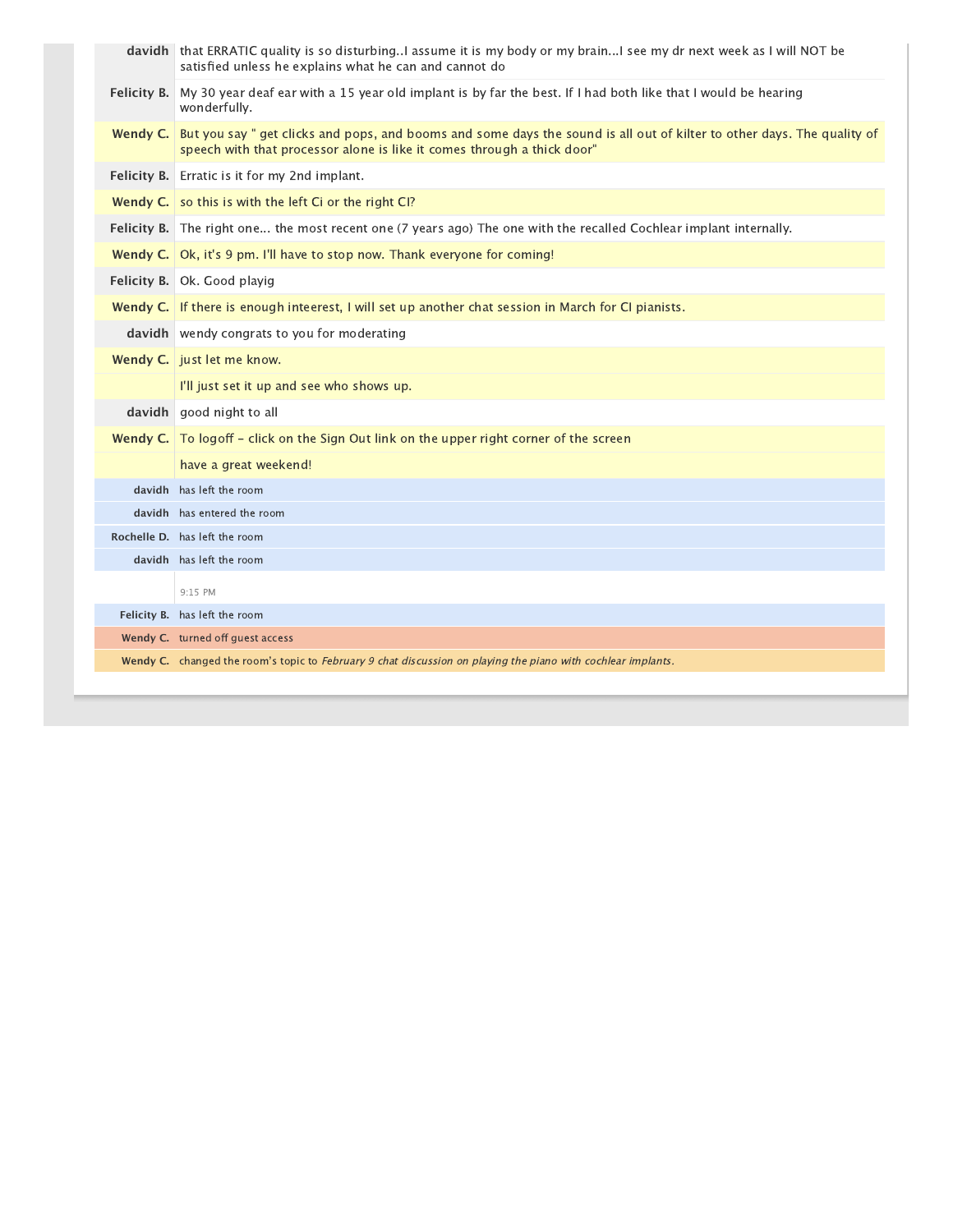**davidh** that ERRATIC quality is so disturbing..I assume it is my body or my brain...I see my dr next week as I will NOT be satisfied unless he explains what he can and cannot do

**Felicity B.** My 30 year deaf ear with a 15 year old implant is by far the best. If I had both like that I would be hearing wonderfully.

**Wendy C.** But you say " get clicks and pops, and booms and some days the sound is all out of kilter to other days. The quality of speech with that processor alone is like it comes through a thick door"

**Felicity B.** Erratic is it for my 2nd implant.

**Wendy C.** so this is with the left Ci or the right CI?

**Felicity B.** The right one... the most recent one (7 years ago) The one with the recalled Cochlear implant internally.

**Wendy C.** Ok, it's 9 pm. I'll have to stop now. Thank everyone for coming!

**Felicity B.** Ok. Good playig

**Wendy C.** If there is enough inteerest, I will set up another chat session in March for CI pianists.

**davidh** wendy congrats to you for moderating

**Wendy C.** just let me know.

I'll just set it up and see who shows up.

**davidh** good night to all

**Wendy C.** To logoff – click on the Sign Out link on the upper right corner of the screen

have a great weekend!

**davidh** has left the room

**davidh** has entered the room

**Rochelle D.** has left the room

**davidh** has left the room

9:15 PM

**Felicity B.** has left the room

**Wendy C.** turned off guest access

**Wendy C.** changed the room's topic to *February 9 chat discussion on playing the piano with cochlear implants*.